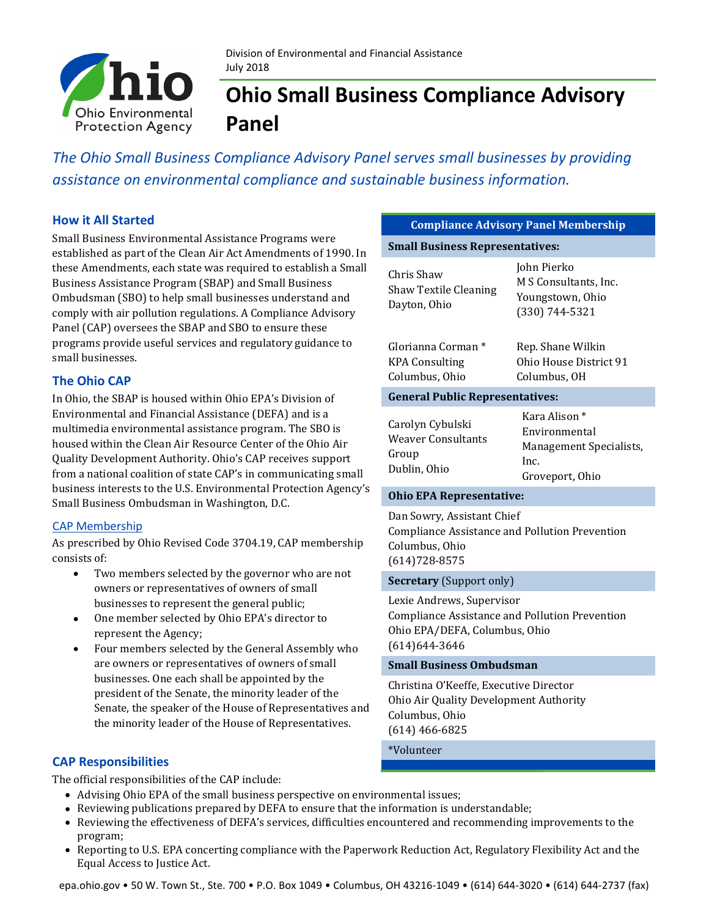Division of Environmental and Financial Assistance
July 2018

# Ohio Small Business Compliance Advisory Panel

*The Ohio Small Business Compliance Advisory Panel serves small businesses by providing assistance on environmental compliance and sustainable business information.*

## How it All Started

Small Business Environmental Assistance Programs were established as part of the Clean Air Act Amendments of 1990. In these Amendments, each state was required to establish a Small Business Assistance Program (SBAP) and Small Business Ombudsman (SBO) to help small businesses understand and comply with air pollution regulations. A Compliance Advisory Panel (CAP) oversees the SBAP and SBO to ensure these programs provide useful services and regulatory guidance to small businesses.

## The Ohio CAP

In Ohio, the SBAP is housed within Ohio EPA's Division of Environmental and Financial Assistance (DEFA) and is a multimedia environmental assistance program. The SBO is housed within the Clean Air Resource Center of the Ohio Air Quality Development Authority. Ohio's CAP receives support from a national coalition of state CAP's in communicating small business interests to the U.S. Environmental Protection Agency's Small Business Ombudsman in Washington, D.C.

### CAP Membership

As prescribed by Ohio Revised Code 3704.19, CAP membership consists of:

- Two members selected by the governor who are not owners or representatives of owners of small businesses to represent the general public;
- One member selected by Ohio EPA's director to represent the Agency;
- Four members selected by the General Assembly who are owners or representatives of owners of small businesses. One each shall be appointed by the president of the Senate, the minority leader of the Senate, the speaker of the House of Representatives and the minority leader of the House of Representatives.

| Compliance Advisory Panel Membership | |
|---|---|
| **Small Business Representatives:** | |
| Chris Shaw<br>Shaw Textile Cleaning<br>Dayton, Ohio | John Pierko<br>M S Consultants, Inc.<br>Youngstown, Ohio<br>(330) 744-5321 |
| Glorianna Corman *<br>KPA Consulting<br>Columbus, Ohio | Rep. Shane Wilkin<br>Ohio House District 91<br>Columbus, OH |
| **General Public Representatives:** | |
| Carolyn Cybulski<br>Weaver Consultants Group<br>Dublin, Ohio | Kara Alison *<br>Environmental Management Specialists, Inc.<br>Groveport, Ohio |
| **Ohio EPA Representative:** | |
| Dan Sowry, Assistant Chief<br>Compliance Assistance and Pollution Prevention<br>Columbus, Ohio<br>(614)728-8575 | |
| **Secretary** (Support only) | |
| Lexie Andrews, Supervisor<br>Compliance Assistance and Pollution Prevention<br>Ohio EPA/DEFA, Columbus, Ohio<br>(614)644-3646 | |
| **Small Business Ombudsman** | |
| Christina O'Keeffe, Executive Director<br>Ohio Air Quality Development Authority<br>Columbus, Ohio<br>(614) 466-6825 | |
| *Volunteer | |

## CAP Responsibilities

The official responsibilities of the CAP include:

- Advising Ohio EPA of the small business perspective on environmental issues;
- Reviewing publications prepared by DEFA to ensure that the information is understandable;
- Reviewing the effectiveness of DEFA's services, difficulties encountered and recommending improvements to the program;
- Reporting to U.S. EPA concerning compliance with the Paperwork Reduction Act, Regulatory Flexibility Act and the Equal Access to Justice Act.

epa.ohio.gov • 50 W. Town St., Ste. 700 • P.O. Box 1049 • Columbus, OH 43216-1049 • (614) 644-3020 • (614) 644-2737 (fax)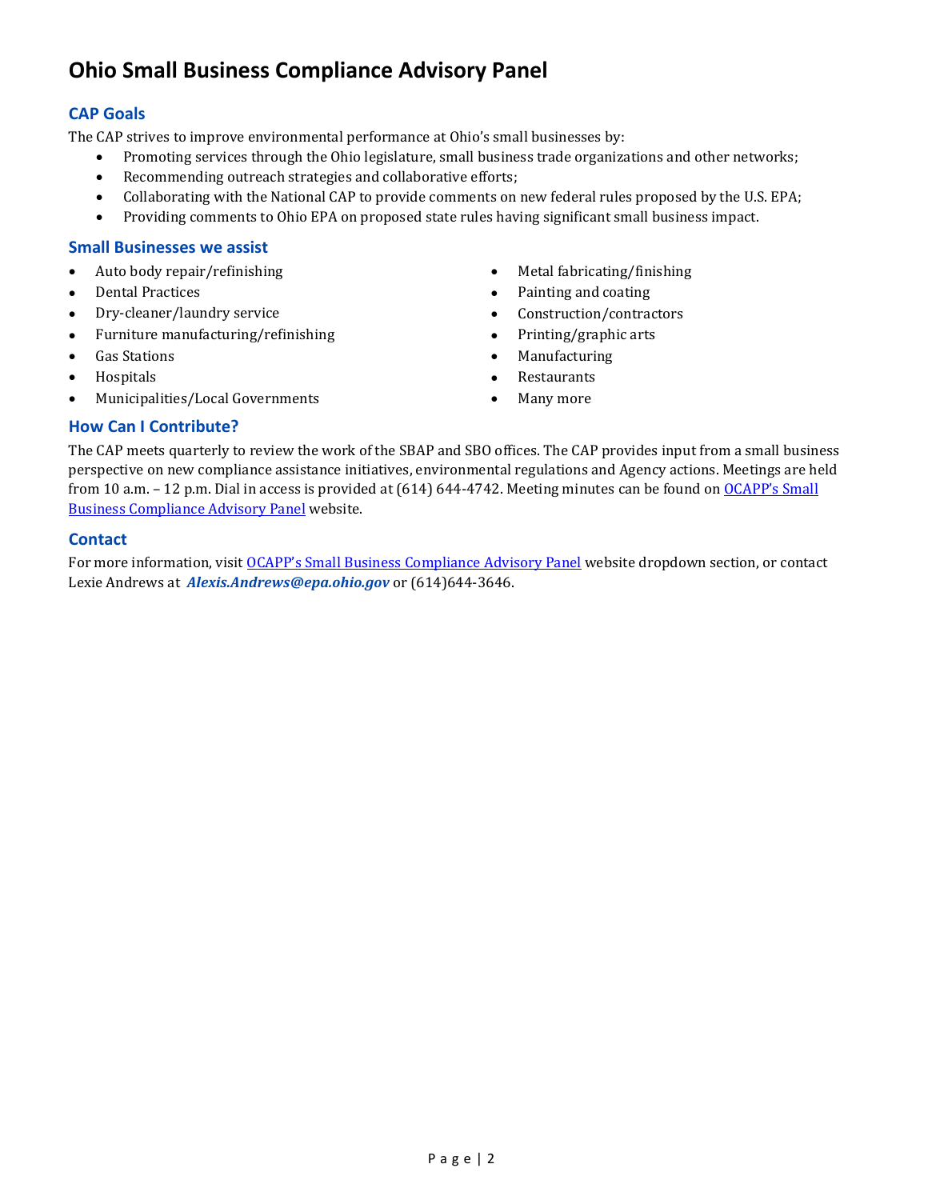# Ohio Small Business Compliance Advisory Panel

## CAP Goals

The CAP strives to improve environmental performance at Ohio's small businesses by:

- Promoting services through the Ohio legislature, small business trade organizations and other networks;
- Recommending outreach strategies and collaborative efforts;
- Collaborating with the National CAP to provide comments on new federal rules proposed by the U.S. EPA;
- Providing comments to Ohio EPA on proposed state rules having significant small business impact.

## Small Businesses we assist

- Auto body repair/refinishing
- Dental Practices
- Dry-cleaner/laundry service
- Furniture manufacturing/refinishing
- Gas Stations
- Hospitals
- Municipalities/Local Governments
- Metal fabricating/finishing
- Painting and coating
- Construction/contractors
- Printing/graphic arts
- Manufacturing
- Restaurants
- Many more

## How Can I Contribute?

The CAP meets quarterly to review the work of the SBAP and SBO offices. The CAP provides input from a small business perspective on new compliance assistance initiatives, environmental regulations and Agency actions. Meetings are held from 10 a.m. – 12 p.m. Dial in access is provided at (614) 644-4742. Meeting minutes can be found on [OCAPP's Small Business Compliance Advisory Panel]() website.

## Contact

For more information, visit [OCAPP's Small Business Compliance Advisory Panel]() website dropdown section, or contact Lexie Andrews at ***Alexis.Andrews@epa.ohio.gov*** or (614)644-3646.